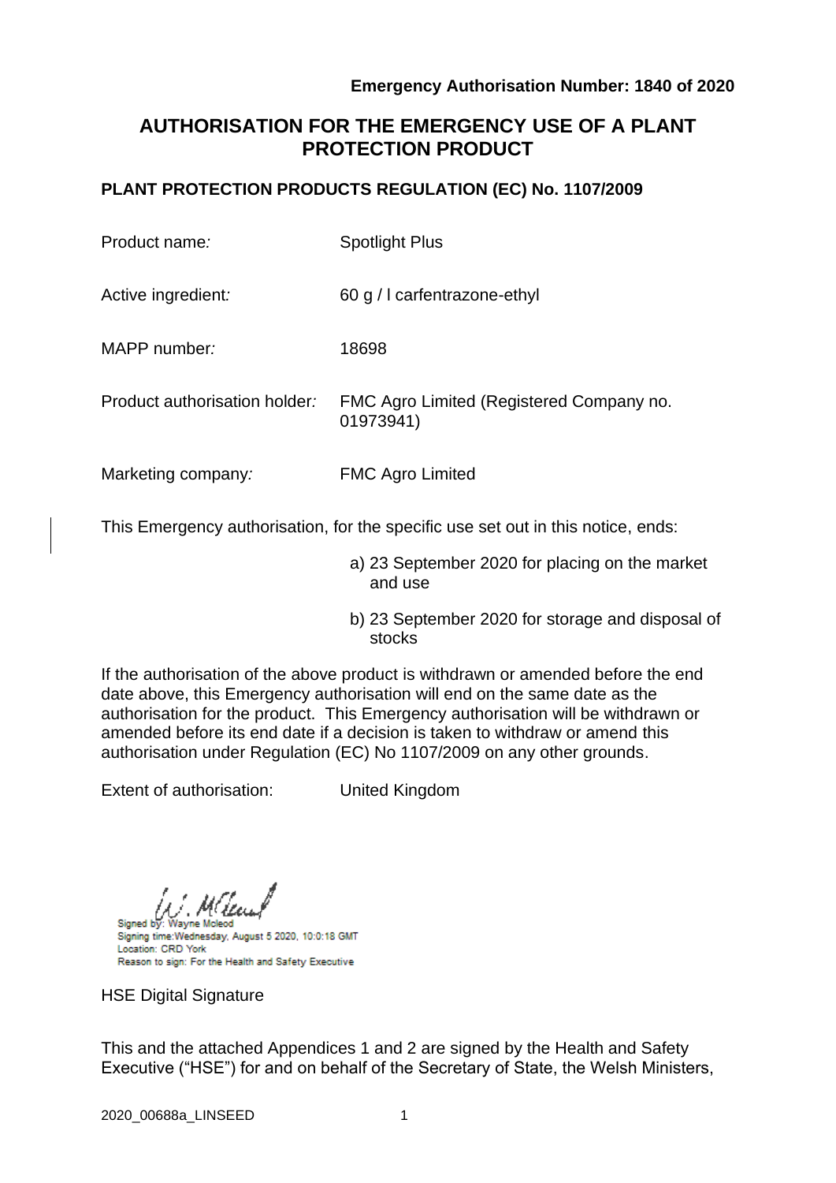**Emergency Authorisation Number: 1840 of 2020**

# AUTHORISATION FOR THE EMERGENCY USE OF A PLANT PROTECTION PRODUCT

## PLANT PROTECTION PRODUCTS REGULATION (EC) No. 1107/2009

| | |
|---|---|
| Product name*:* | Spotlight Plus |
| Active ingredient*:* | 60 g / l carfentrazone-ethyl |
| MAPP number*:* | 18698 |
| Product authorisation holder*:* | FMC Agro Limited (Registered Company no. 01973941) |
| Marketing company*:* | FMC Agro Limited |

This Emergency authorisation, for the specific use set out in this notice, ends:

a) 23 September 2020 for placing on the market and use

b) 23 September 2020 for storage and disposal of stocks

If the authorisation of the above product is withdrawn or amended before the end date above, this Emergency authorisation will end on the same date as the authorisation for the product. This Emergency authorisation will be withdrawn or amended before its end date if a decision is taken to withdraw or amend this authorisation under Regulation (EC) No 1107/2009 on any other grounds.

Extent of authorisation: United Kingdom

Signed by: Wayne Mcleod
Signing time:Wednesday, August 5 2020, 10:0:18 GMT
Location: CRD York
Reason to sign: For the Health and Safety Executive

HSE Digital Signature

This and the attached Appendices 1 and 2 are signed by the Health and Safety Executive ("HSE") for and on behalf of the Secretary of State, the Welsh Ministers,

2020_00688a_LINSEED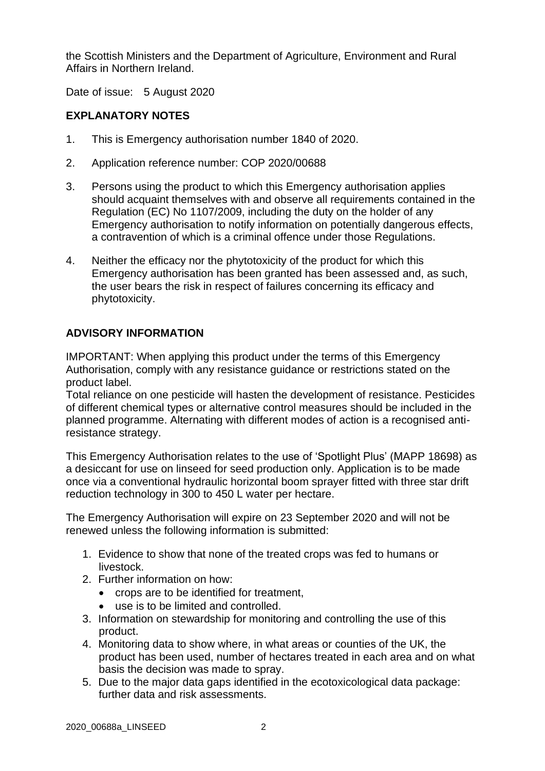the Scottish Ministers and the Department of Agriculture, Environment and Rural Affairs in Northern Ireland.

Date of issue: 5 August 2020

## EXPLANATORY NOTES

1. This is Emergency authorisation number 1840 of 2020.

2. Application reference number: COP 2020/00688

3. Persons using the product to which this Emergency authorisation applies should acquaint themselves with and observe all requirements contained in the Regulation (EC) No 1107/2009, including the duty on the holder of any Emergency authorisation to notify information on potentially dangerous effects, a contravention of which is a criminal offence under those Regulations.

4. Neither the efficacy nor the phytotoxicity of the product for which this Emergency authorisation has been granted has been assessed and, as such, the user bears the risk in respect of failures concerning its efficacy and phytotoxicity.

## ADVISORY INFORMATION

IMPORTANT: When applying this product under the terms of this Emergency Authorisation, comply with any resistance guidance or restrictions stated on the product label.
Total reliance on one pesticide will hasten the development of resistance. Pesticides of different chemical types or alternative control measures should be included in the planned programme. Alternating with different modes of action is a recognised anti-resistance strategy.

This Emergency Authorisation relates to the use of 'Spotlight Plus' (MAPP 18698) as a desiccant for use on linseed for seed production only. Application is to be made once via a conventional hydraulic horizontal boom sprayer fitted with three star drift reduction technology in 300 to 450 L water per hectare.

The Emergency Authorisation will expire on 23 September 2020 and will not be renewed unless the following information is submitted:

1. Evidence to show that none of the treated crops was fed to humans or livestock.
2. Further information on how:
   - crops are to be identified for treatment,
   - use is to be limited and controlled.
3. Information on stewardship for monitoring and controlling the use of this product.
4. Monitoring data to show where, in what areas or counties of the UK, the product has been used, number of hectares treated in each area and on what basis the decision was made to spray.
5. Due to the major data gaps identified in the ecotoxicological data package: further data and risk assessments.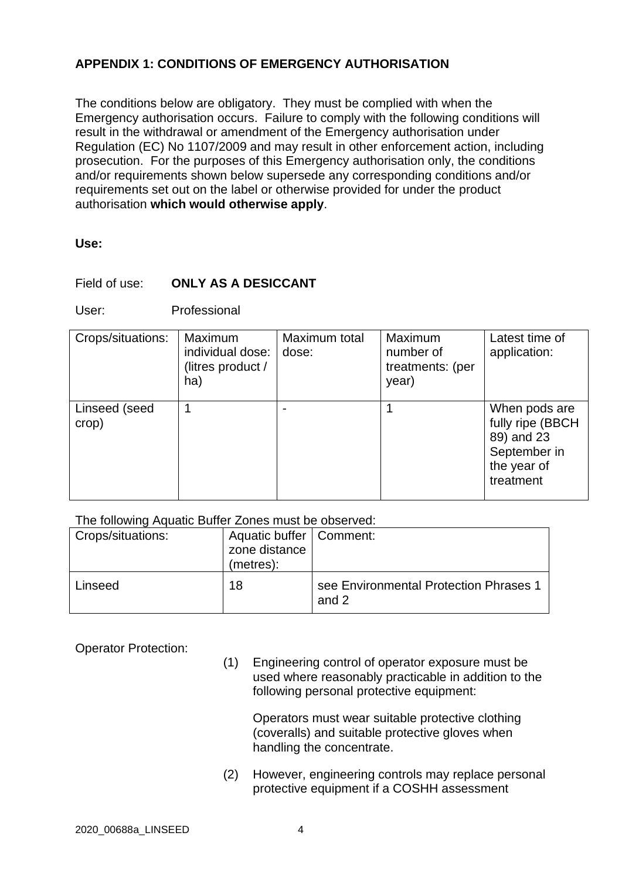## APPENDIX 1: CONDITIONS OF EMERGENCY AUTHORISATION

The conditions below are obligatory. They must be complied with when the Emergency authorisation occurs. Failure to comply with the following conditions will result in the withdrawal or amendment of the Emergency authorisation under Regulation (EC) No 1107/2009 and may result in other enforcement action, including prosecution. For the purposes of this Emergency authorisation only, the conditions and/or requirements shown below supersede any corresponding conditions and/or requirements set out on the label or otherwise provided for under the product authorisation **which would otherwise apply**.

**Use:**

Field of use: **ONLY AS A DESICCANT**

User: Professional

| Crops/situations: | Maximum individual dose: (litres product / ha) | Maximum total dose: | Maximum number of treatments: (per year) | Latest time of application: |
|---|---|---|---|---|
| Linseed (seed crop) | 1 | - | 1 | When pods are fully ripe (BBCH 89) and 23 September in the year of treatment |

The following Aquatic Buffer Zones must be observed:

| Crops/situations: | Aquatic buffer zone distance (metres): | Comment: |
|---|---|---|
| Linseed | 18 | see Environmental Protection Phrases 1 and 2 |

Operator Protection:

(1) Engineering control of operator exposure must be used where reasonably practicable in addition to the following personal protective equipment:

Operators must wear suitable protective clothing (coveralls) and suitable protective gloves when handling the concentrate.

(2) However, engineering controls may replace personal protective equipment if a COSHH assessment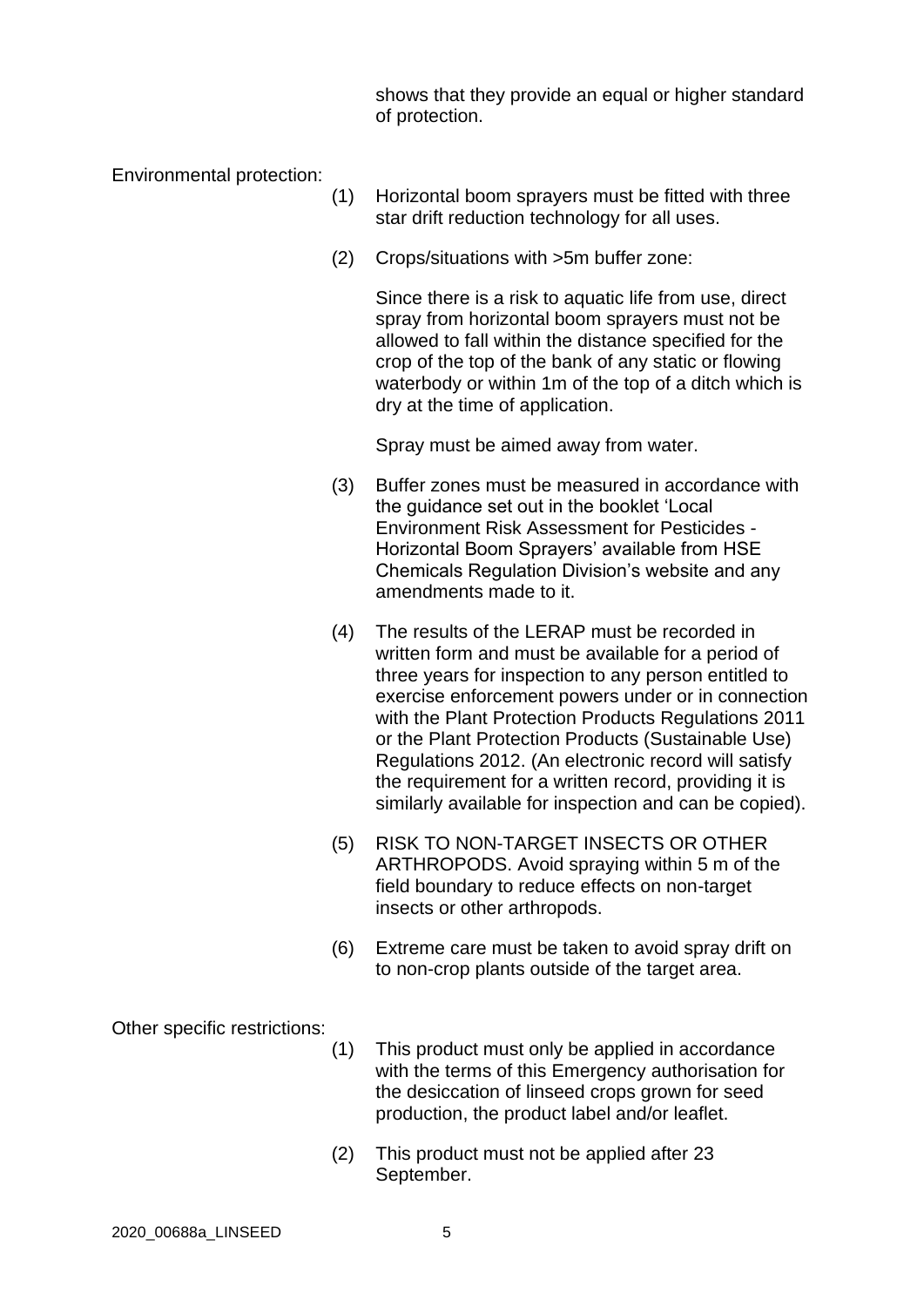shows that they provide an equal or higher standard of protection.

Environmental protection:

(1) Horizontal boom sprayers must be fitted with three star drift reduction technology for all uses.

(2) Crops/situations with >5m buffer zone:

Since there is a risk to aquatic life from use, direct spray from horizontal boom sprayers must not be allowed to fall within the distance specified for the crop of the top of the bank of any static or flowing waterbody or within 1m of the top of a ditch which is dry at the time of application.

Spray must be aimed away from water.

(3) Buffer zones must be measured in accordance with the guidance set out in the booklet 'Local Environment Risk Assessment for Pesticides - Horizontal Boom Sprayers' available from HSE Chemicals Regulation Division's website and any amendments made to it.

(4) The results of the LERAP must be recorded in written form and must be available for a period of three years for inspection to any person entitled to exercise enforcement powers under or in connection with the Plant Protection Products Regulations 2011 or the Plant Protection Products (Sustainable Use) Regulations 2012. (An electronic record will satisfy the requirement for a written record, providing it is similarly available for inspection and can be copied).

(5) RISK TO NON-TARGET INSECTS OR OTHER ARTHROPODS. Avoid spraying within 5 m of the field boundary to reduce effects on non-target insects or other arthropods.

(6) Extreme care must be taken to avoid spray drift on to non-crop plants outside of the target area.

Other specific restrictions:

(1) This product must only be applied in accordance with the terms of this Emergency authorisation for the desiccation of linseed crops grown for seed production, the product label and/or leaflet.

(2) This product must not be applied after 23 September.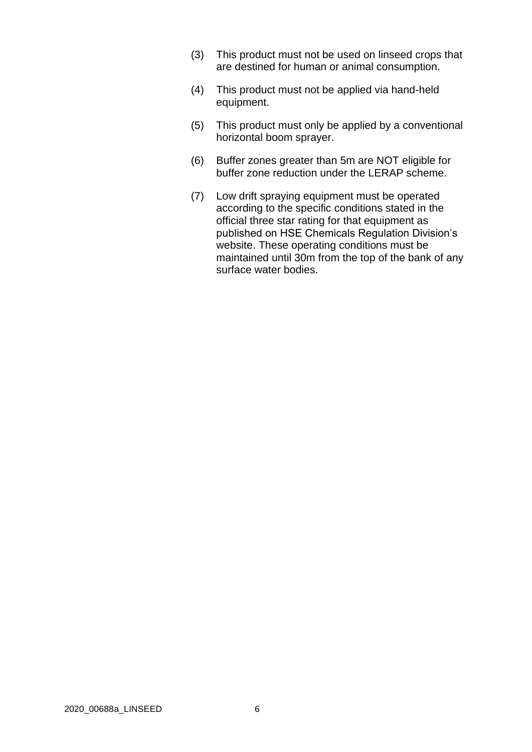(3) This product must not be used on linseed crops that are destined for human or animal consumption.

(4) This product must not be applied via hand-held equipment.

(5) This product must only be applied by a conventional horizontal boom sprayer.

(6) Buffer zones greater than 5m are NOT eligible for buffer zone reduction under the LERAP scheme.

(7) Low drift spraying equipment must be operated according to the specific conditions stated in the official three star rating for that equipment as published on HSE Chemicals Regulation Division's website. These operating conditions must be maintained until 30m from the top of the bank of any surface water bodies.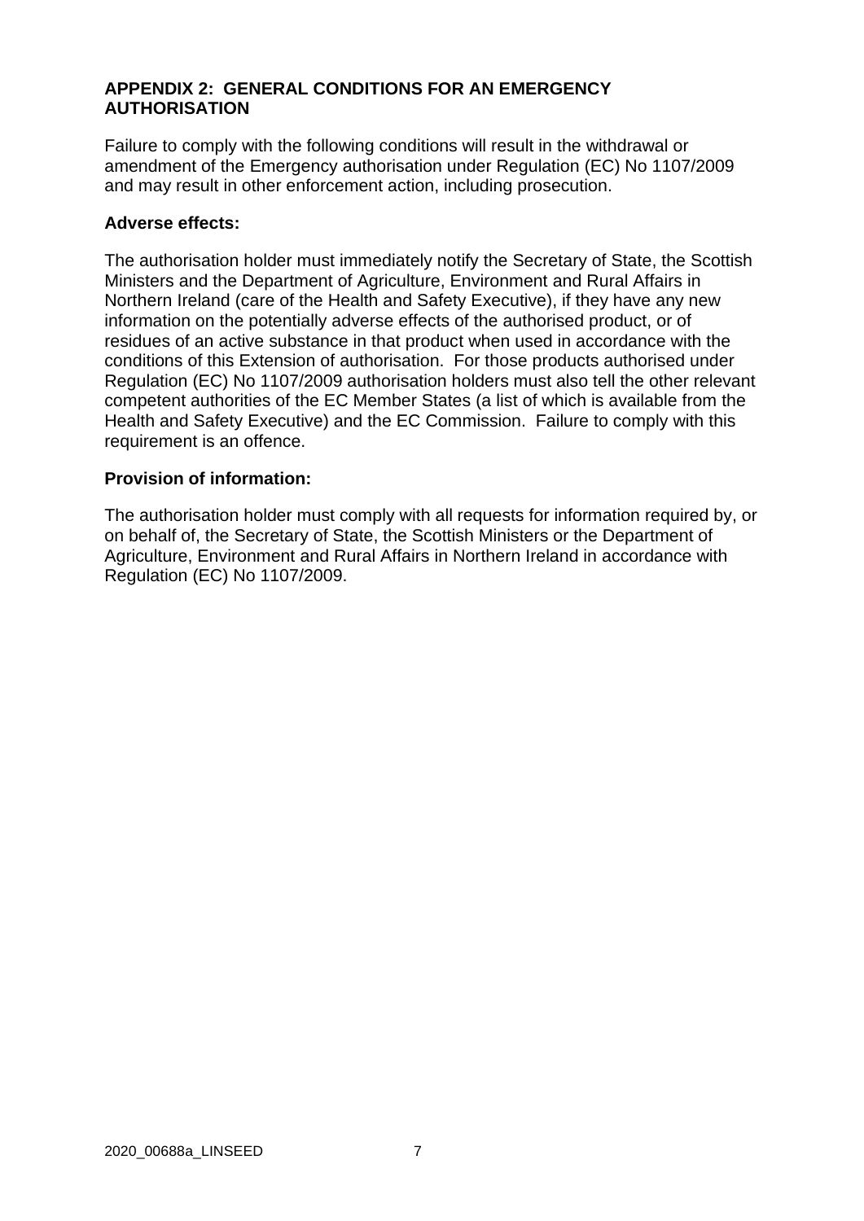## APPENDIX 2: GENERAL CONDITIONS FOR AN EMERGENCY AUTHORISATION

Failure to comply with the following conditions will result in the withdrawal or amendment of the Emergency authorisation under Regulation (EC) No 1107/2009 and may result in other enforcement action, including prosecution.

**Adverse effects:**

The authorisation holder must immediately notify the Secretary of State, the Scottish Ministers and the Department of Agriculture, Environment and Rural Affairs in Northern Ireland (care of the Health and Safety Executive), if they have any new information on the potentially adverse effects of the authorised product, or of residues of an active substance in that product when used in accordance with the conditions of this Extension of authorisation. For those products authorised under Regulation (EC) No 1107/2009 authorisation holders must also tell the other relevant competent authorities of the EC Member States (a list of which is available from the Health and Safety Executive) and the EC Commission. Failure to comply with this requirement is an offence.

**Provision of information:**

The authorisation holder must comply with all requests for information required by, or on behalf of, the Secretary of State, the Scottish Ministers or the Department of Agriculture, Environment and Rural Affairs in Northern Ireland in accordance with Regulation (EC) No 1107/2009.